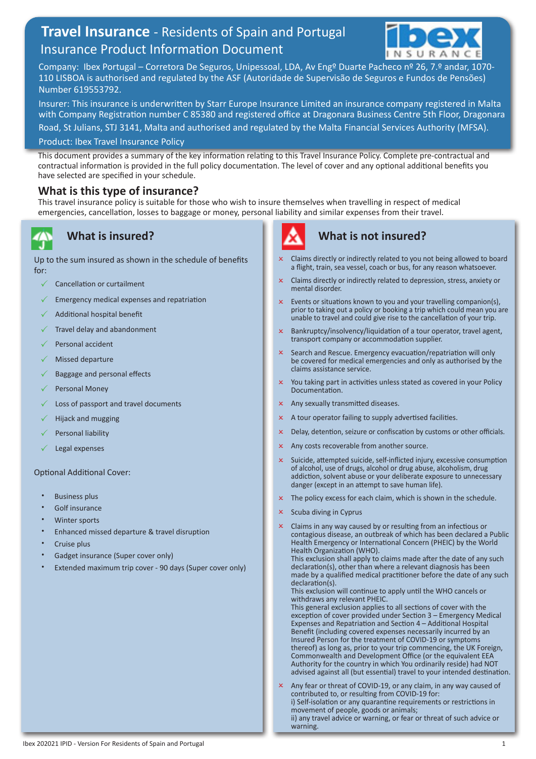# Travel Insurance - Residents of Spain and Portugal

## Insurance Product Information Document

Company: Ibex Portugal – Corretora De Seguros, Unipessoal, LDA, Av Engº Duarte Pacheco nº 26, 7.º andar, 1070-110 LISBOA is authorised and regulated by the ASF (Autoridade de Supervisão de Seguros e Fundos de Pensões) Number 619553792.

Insurer: This insurance is underwritten by Starr Europe Insurance Limited an insurance company registered in Malta with Company Registration number C 85380 and registered office at Dragonara Business Centre 5th Floor, Dragonara Road, St Julians, STJ 3141, Malta and authorised and regulated by the Malta Financial Services Authority (MFSA).

Product: Ibex Travel Insurance Policy

This document provides a summary of the key information relating to this Travel Insurance Policy. Complete pre-contractual and contractual information is provided in the full policy documentation. The level of cover and any optional additional benefits you have selected are specified in your schedule.

## What is this type of insurance?

This travel insurance policy is suitable for those who wish to insure themselves when travelling in respect of medical emergencies, cancellation, losses to baggage or money, personal liability and similar expenses from their travel.

## What is insured?

Up to the sum insured as shown in the schedule of benefits for:

- ✓ Cancellation or curtailment
- ✓ Emergency medical expenses and repatriation
- ✓ Additional hospital benefit
- ✓ Travel delay and abandonment
- ✓ Personal accident
- ✓ Missed departure
- ✓ Baggage and personal effects
- ✓ Personal Money
- ✓ Loss of passport and travel documents
- ✓ Hijack and mugging
- ✓ Personal liability
- ✓ Legal expenses

Optional Additional Cover:

- Business plus
- Golf insurance
- Winter sports
- Enhanced missed departure & travel disruption
- Cruise plus
- Gadget insurance (Super cover only)
- Extended maximum trip cover - 90 days (Super cover only)

## What is not insured?

- ✗ Claims directly or indirectly related to you not being allowed to board a flight, train, sea vessel, coach or bus, for any reason whatsoever.
- ✗ Claims directly or indirectly related to depression, stress, anxiety or mental disorder.
- ✗ Events or situations known to you and your travelling companion(s), prior to taking out a policy or booking a trip which could mean you are unable to travel and could give rise to the cancellation of your trip.
- ✗ Bankruptcy/insolvency/liquidation of a tour operator, travel agent, transport company or accommodation supplier.
- ✗ Search and Rescue. Emergency evacuation/repatriation will only be covered for medical emergencies and only as authorised by the claims assistance service.
- ✗ You taking part in activities unless stated as covered in your Policy Documentation.
- ✗ Any sexually transmitted diseases.
- ✗ A tour operator failing to supply advertised facilities.
- ✗ Delay, detention, seizure or confiscation by customs or other officials.
- ✗ Any costs recoverable from another source.
- ✗ Suicide, attempted suicide, self-inflicted injury, excessive consumption of alcohol, use of drugs, alcohol or drug abuse, alcoholism, drug addiction, solvent abuse or your deliberate exposure to unnecessary danger (except in an attempt to save human life).
- ✗ The policy excess for each claim, which is shown in the schedule.
- ✗ Scuba diving in Cyprus
- ✗ Claims in any way caused by or resulting from an infectious or contagious disease, an outbreak of which has been declared a Public Health Emergency or International Concern (PHEIC) by the World Health Organization (WHO).
  This exclusion shall apply to claims made after the date of any such declaration(s), other than where a relevant diagnosis has been made by a qualified medical practitioner before the date of any such declaration(s).
  This exclusion will continue to apply until the WHO cancels or withdraws any relevant PHEIC.
  This general exclusion applies to all sections of cover with the exception of cover provided under Section 3 – Emergency Medical Expenses and Repatriation and Section 4 – Additional Hospital Benefit (including covered expenses necessarily incurred by an Insured Person for the treatment of COVID-19 or symptoms thereof) as long as, prior to your trip commencing, the UK Foreign, Commonwealth and Development Office (or the equivalent EEA Authority for the country in which You ordinarily reside) had NOT advised against all (but essential) travel to your intended destination.
- ✗ Any fear or threat of COVID-19, or any claim, in any way caused of contributed to, or resulting from COVID-19 for:
  i) Self-isolation or any quarantine requirements or restrictions in movement of people, goods or animals;
  ii) any travel advice or warning, or fear or threat of such advice or warning.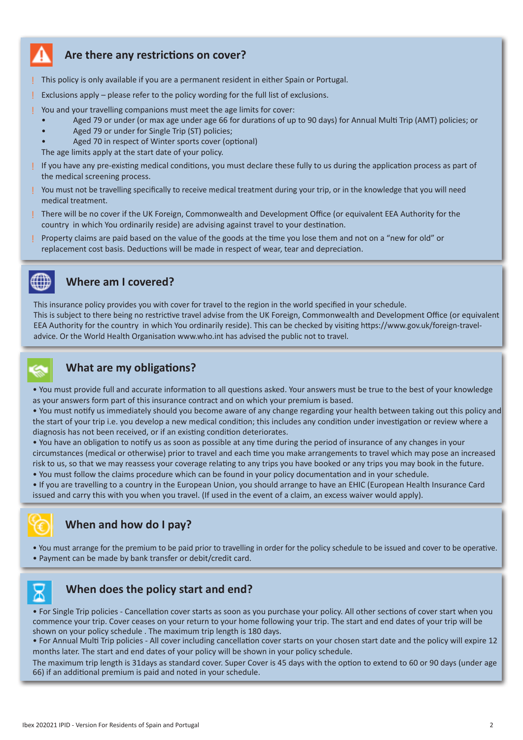## Are there any restrictions on cover?

- ! This policy is only available if you are a permanent resident in either Spain or Portugal.
- ! Exclusions apply – please refer to the policy wording for the full list of exclusions.
- ! You and your travelling companions must meet the age limits for cover:
  - Aged 79 or under (or max age under age 66 for durations of up to 90 days) for Annual Multi Trip (AMT) policies; or
  - Aged 79 or under for Single Trip (ST) policies;
  - Aged 70 in respect of Winter sports cover (optional)

  The age limits apply at the start date of your policy.
- ! If you have any pre-existing medical conditions, you must declare these fully to us during the application process as part of the medical screening process.
- ! You must not be travelling specifically to receive medical treatment during your trip, or in the knowledge that you will need medical treatment.
- ! There will be no cover if the UK Foreign, Commonwealth and Development Office (or equivalent EEA Authority for the country in which You ordinarily reside) are advising against travel to your destination.
- ! Property claims are paid based on the value of the goods at the time you lose them and not on a "new for old" or replacement cost basis. Deductions will be made in respect of wear, tear and depreciation.

## Where am I covered?

This insurance policy provides you with cover for travel to the region in the world specified in your schedule.
This is subject to there being no restrictive travel advise from the UK Foreign, Commonwealth and Development Office (or equivalent EEA Authority for the country in which You ordinarily reside). This can be checked by visiting https://www.gov.uk/foreign-travel-advice. Or the World Health Organisation www.who.int has advised the public not to travel.

## What are my obligations?

- You must provide full and accurate information to all questions asked. Your answers must be true to the best of your knowledge as your answers form part of this insurance contract and on which your premium is based.
- You must notify us immediately should you become aware of any change regarding your health between taking out this policy and the start of your trip i.e. you develop a new medical condition; this includes any condition under investigation or review where a diagnosis has not been received, or if an existing condition deteriorates.
- You have an obligation to notify us as soon as possible at any time during the period of insurance of any changes in your circumstances (medical or otherwise) prior to travel and each time you make arrangements to travel which may pose an increased risk to us, so that we may reassess your coverage relating to any trips you have booked or any trips you may book in the future.
- You must follow the claims procedure which can be found in your policy documentation and in your schedule.
- If you are travelling to a country in the European Union, you should arrange to have an EHIC (European Health Insurance Card issued and carry this with you when you travel. (If used in the event of a claim, an excess waiver would apply).

## When and how do I pay?

- You must arrange for the premium to be paid prior to travelling in order for the policy schedule to be issued and cover to be operative.
- Payment can be made by bank transfer or debit/credit card.

## When does the policy start and end?

- For Single Trip policies - Cancellation cover starts as soon as you purchase your policy. All other sections of cover start when you commence your trip. Cover ceases on your return to your home following your trip. The start and end dates of your trip will be shown on your policy schedule . The maximum trip length is 180 days.
- For Annual Multi Trip policies - All cover including cancellation cover starts on your chosen start date and the policy will expire 12 months later. The start and end dates of your policy will be shown in your policy schedule.

The maximum trip length is 31days as standard cover. Super Cover is 45 days with the option to extend to 60 or 90 days (under age 66) if an additional premium is paid and noted in your schedule.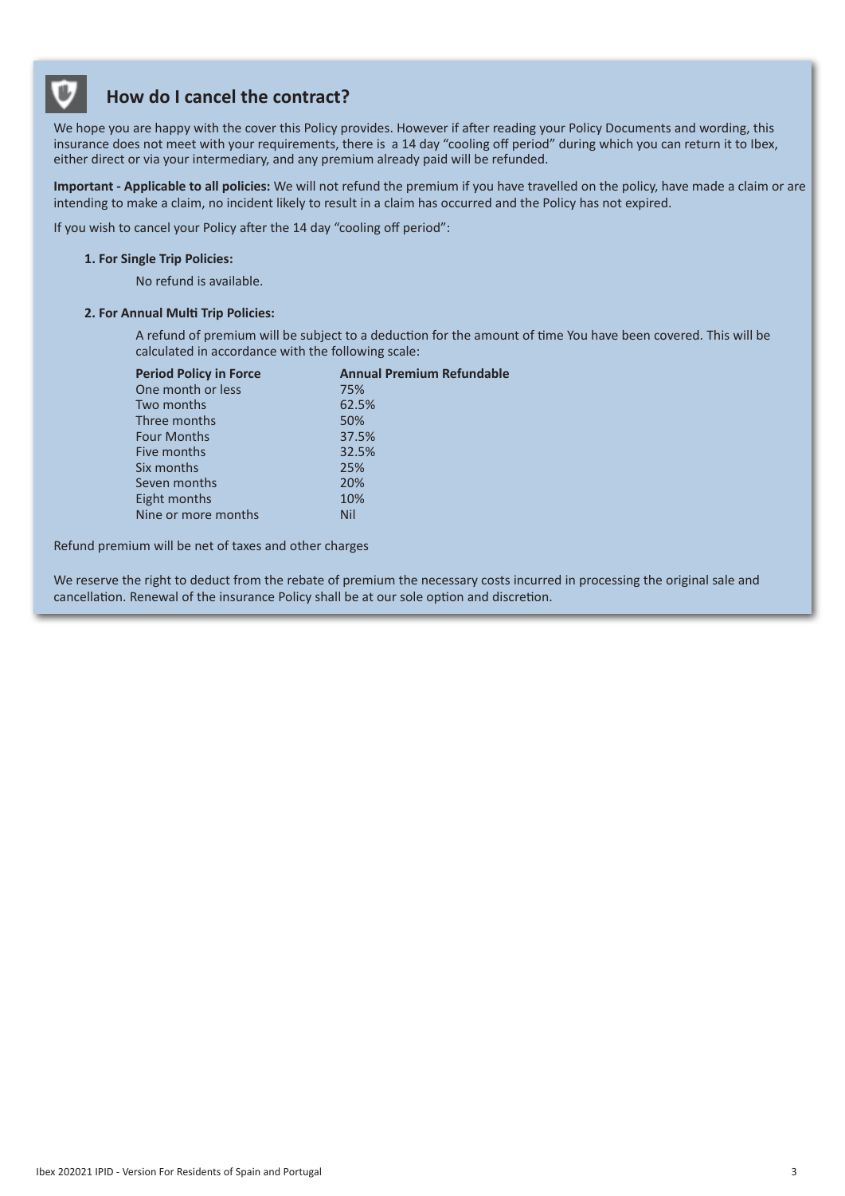## How do I cancel the contract?

We hope you are happy with the cover this Policy provides. However if after reading your Policy Documents and wording, this insurance does not meet with your requirements, there is a 14 day "cooling off period" during which you can return it to Ibex, either direct or via your intermediary, and any premium already paid will be refunded.

**Important - Applicable to all policies:** We will not refund the premium if you have travelled on the policy, have made a claim or are intending to make a claim, no incident likely to result in a claim has occurred and the Policy has not expired.

If you wish to cancel your Policy after the 14 day "cooling off period":

**1. For Single Trip Policies:**

No refund is available.

**2. For Annual Multi Trip Policies:**

A refund of premium will be subject to a deduction for the amount of time You have been covered. This will be calculated in accordance with the following scale:

| Period Policy in Force | Annual Premium Refundable |
|---|---|
| One month or less | 75% |
| Two months | 62.5% |
| Three months | 50% |
| Four Months | 37.5% |
| Five months | 32.5% |
| Six months | 25% |
| Seven months | 20% |
| Eight months | 10% |
| Nine or more months | Nil |

Refund premium will be net of taxes and other charges

We reserve the right to deduct from the rebate of premium the necessary costs incurred in processing the original sale and cancellation. Renewal of the insurance Policy shall be at our sole option and discretion.